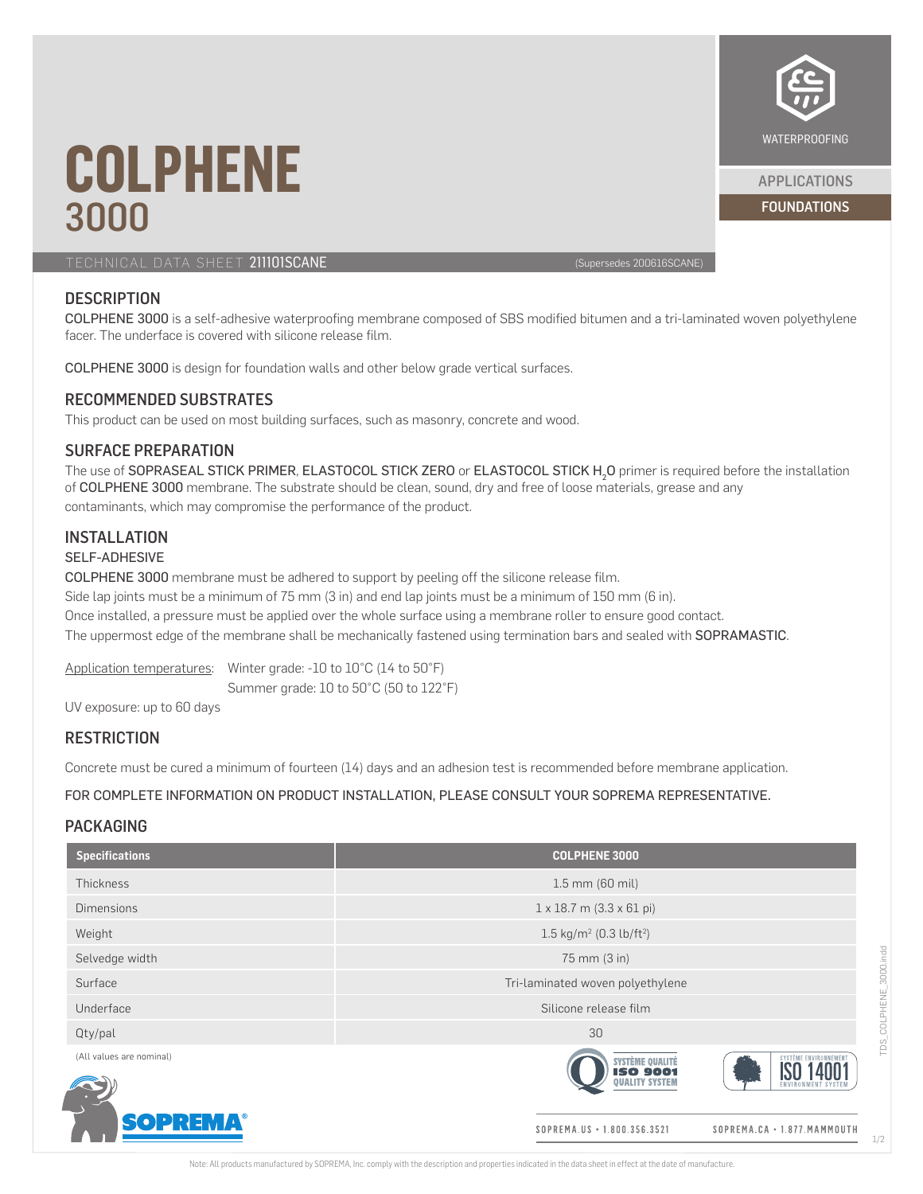# COLPHENE 3000

WATERPROOFING

APPLICATIONS

FOUNDATIONS

TECHNICAL DATA SHEET 211101SCANE (Supersedes 200616SCANE)

## DESCRIPTION

COLPHENE 3000 is a self-adhesive waterproofing membrane composed of SBS modified bitumen and a tri-laminated woven polyethylene facer. The underface is covered with silicone release film.

COLPHENE 3000 is design for foundation walls and other below grade vertical surfaces.

## RECOMMENDED SUBSTRATES

This product can be used on most building surfaces, such as masonry, concrete and wood.

## SURFACE PREPARATION

The use of SOPRASEAL STICK PRIMER, ELASTOCOL STICK ZERO or ELASTOCOL STICK $H_2O$ primer is required before the installation of COLPHENE 3000 membrane. The substrate should be clean, sound, dry and free of loose materials, grease and any contaminants, which may compromise the performance of the product.

## INSTALLATION

### SELF-ADHESIVE

COLPHENE 3000 membrane must be adhered to support by peeling off the silicone release film.
Side lap joints must be a minimum of 75 mm (3 in) and end lap joints must be a minimum of 150 mm (6 in).
Once installed, a pressure must be applied over the whole surface using a membrane roller to ensure good contact.
The uppermost edge of the membrane shall be mechanically fastened using termination bars and sealed with SOPRAMASTIC.

Application temperatures: Winter grade: -10 to 10°C (14 to 50°F)
Summer grade: 10 to 50°C (50 to 122°F)

UV exposure: up to 60 days

## RESTRICTION

Concrete must be cured a minimum of fourteen (14) days and an adhesion test is recommended before membrane application.

FOR COMPLETE INFORMATION ON PRODUCT INSTALLATION, PLEASE CONSULT YOUR SOPREMA REPRESENTATIVE.

## PACKAGING

| Specifications | COLPHENE 3000 |
|---|---|
| Thickness | 1.5 mm (60 mil) |
| Dimensions | 1 x 18.7 m (3.3 x 61 pi) |
| Weight | 1.5 kg/m² (0.3 lb/ft²) |
| Selvedge width | 75 mm (3 in) |
| Surface | Tri-laminated woven polyethylene |
| Underface | Silicone release film |
| Qty/pal | 30 |

(All values are nominal)

SYSTÈME QUALITÉ ISO 9001 QUALITY SYSTEM

SYSTÈME ENVIRONNEMENT ISO 14001 ENVIRONMENT SYSTEM

SOPREMA

SOPREMA.US • 1.800.356.3521 SOPREMA.CA • 1.877.MAMMOUTH

Note: All products manufactured by SOPREMA, Inc. comply with the description and properties indicated in the data sheet in effect at the date of manufacture.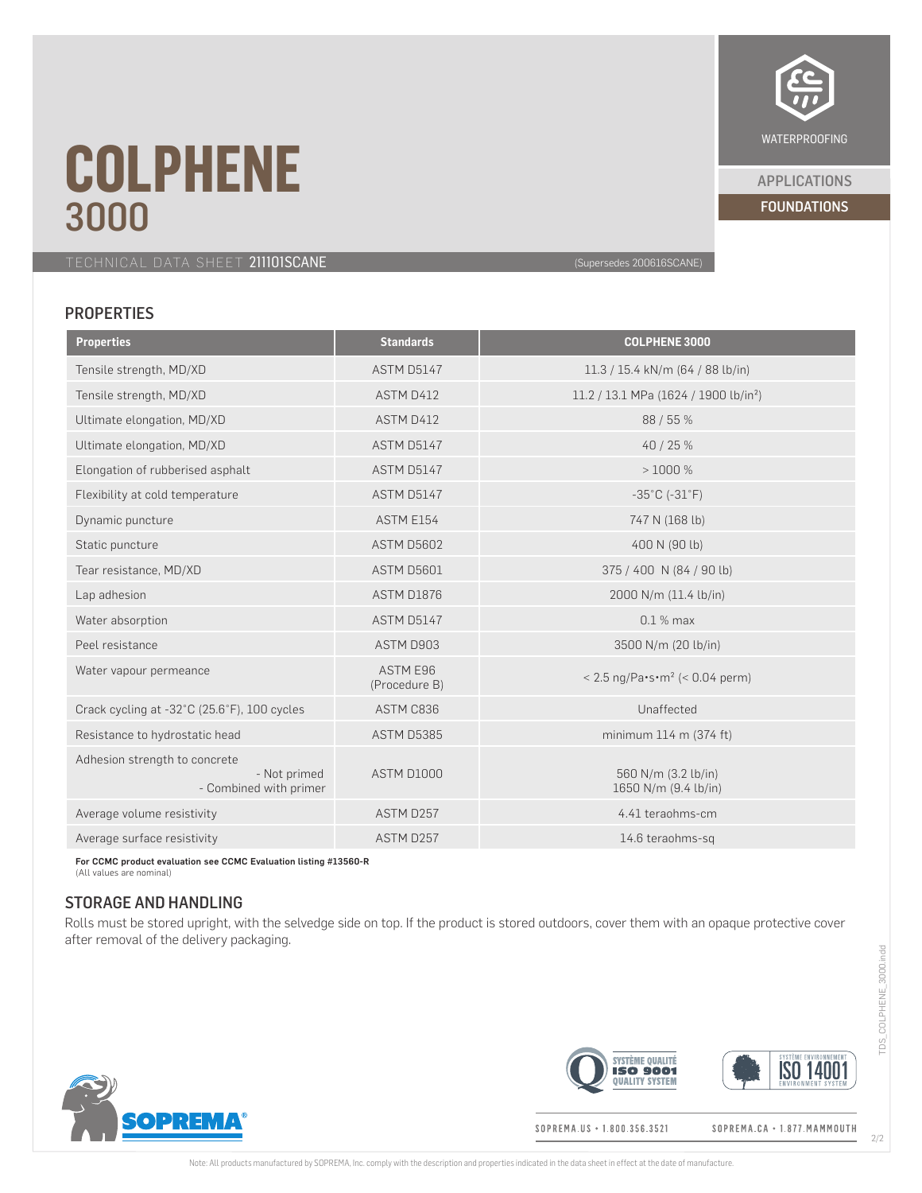# COLPHENE 3000

WATERPROOFING

APPLICATIONS

FOUNDATIONS

TECHNICAL DATA SHEET 211101SCANE (Supersedes 200616SCANE)

## PROPERTIES

| Properties | Standards | COLPHENE 3000 |
|---|---|---|
| Tensile strength, MD/XD | ASTM D5147 | 11.3 / 15.4 kN/m (64 / 88 lb/in) |
| Tensile strength, MD/XD | ASTM D412 | 11.2 / 13.1 MPa (1624 / 1900 lb/in²) |
| Ultimate elongation, MD/XD | ASTM D412 | 88 / 55 % |
| Ultimate elongation, MD/XD | ASTM D5147 | 40 / 25 % |
| Elongation of rubberised asphalt | ASTM D5147 | > 1000 % |
| Flexibility at cold temperature | ASTM D5147 | -35°C (-31°F) |
| Dynamic puncture | ASTM E154 | 747 N (168 lb) |
| Static puncture | ASTM D5602 | 400 N (90 lb) |
| Tear resistance, MD/XD | ASTM D5601 | 375 / 400 N (84 / 90 lb) |
| Lap adhesion | ASTM D1876 | 2000 N/m (11.4 lb/in) |
| Water absorption | ASTM D5147 | 0.1 % max |
| Peel resistance | ASTM D903 | 3500 N/m (20 lb/in) |
| Water vapour permeance | ASTM E96 (Procedure B) | < 2.5 ng/Pa•s•m² (< 0.04 perm) |
| Crack cycling at -32°C (25.6°F), 100 cycles | ASTM C836 | Unaffected |
| Resistance to hydrostatic head | ASTM D5385 | minimum 114 m (374 ft) |
| Adhesion strength to concrete - Not primed - Combined with primer | ASTM D1000 | 560 N/m (3.2 lb/in) 1650 N/m (9.4 lb/in) |
| Average volume resistivity | ASTM D257 | 4.41 teraohms-cm |
| Average surface resistivity | ASTM D257 | 14.6 teraohms-sq |

**For CCMC product evaluation see CCMC Evaluation listing #13560-R**
(All values are nominal)

## STORAGE AND HANDLING

Rolls must be stored upright, with the selvedge side on top. If the product is stored outdoors, cover them with an opaque protective cover after removal of the delivery packaging.

SOPREMA.US • 1.800.356.3521 SOPREMA.CA • 1.877.MAMMOUTH

Note: All products manufactured by SOPREMA, Inc. comply with the description and properties indicated in the data sheet in effect at the date of manufacture.